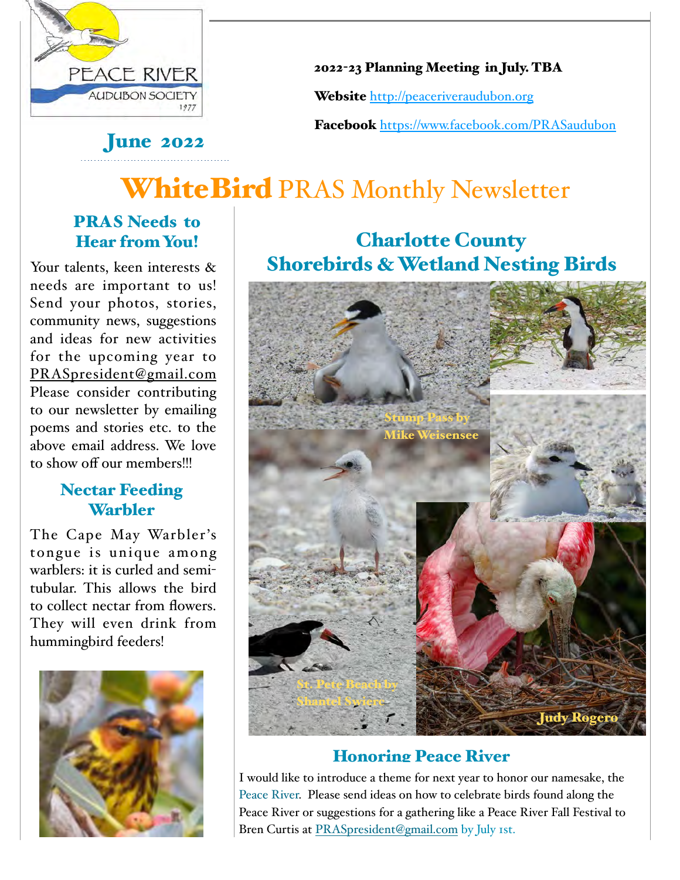June 2022

2022-23 Planning Meeting in July. TBA

**Website** http://peaceriveraudubon.org

**Facebook** https://www.facebook.com/PRASaudubon

# WhiteBird PRAS Monthly Newsletter

## PRAS Needs to Hear from You!

Your talents, keen interests & needs are important to us! Send your photos, stories, community news, suggestions and ideas for new activities for the upcoming year to PRASpresident@gmail.com Please consider contributing to our newsletter by emailing poems and stories etc. to the above email address. We love to show off our members!!!

## Nectar Feeding Warbler

The Cape May Warbler's tongue is unique among warblers: it is curled and semi-tubular. This allows the bird to collect nectar from flowers. They will even drink from hummingbird feeders!

## Charlotte County Shorebirds & Wetland Nesting Birds

Stump Pass by Mike Weisensee

St. Pete Beach by Shantel Swierc

Judy Rogero

## Honoring Peace River

I would like to introduce a theme for next year to honor our namesake, the Peace River. Please send ideas on how to celebrate birds found along the Peace River or suggestions for a gathering like a Peace River Fall Festival to Bren Curtis at PRASpresident@gmail.com by July 1st.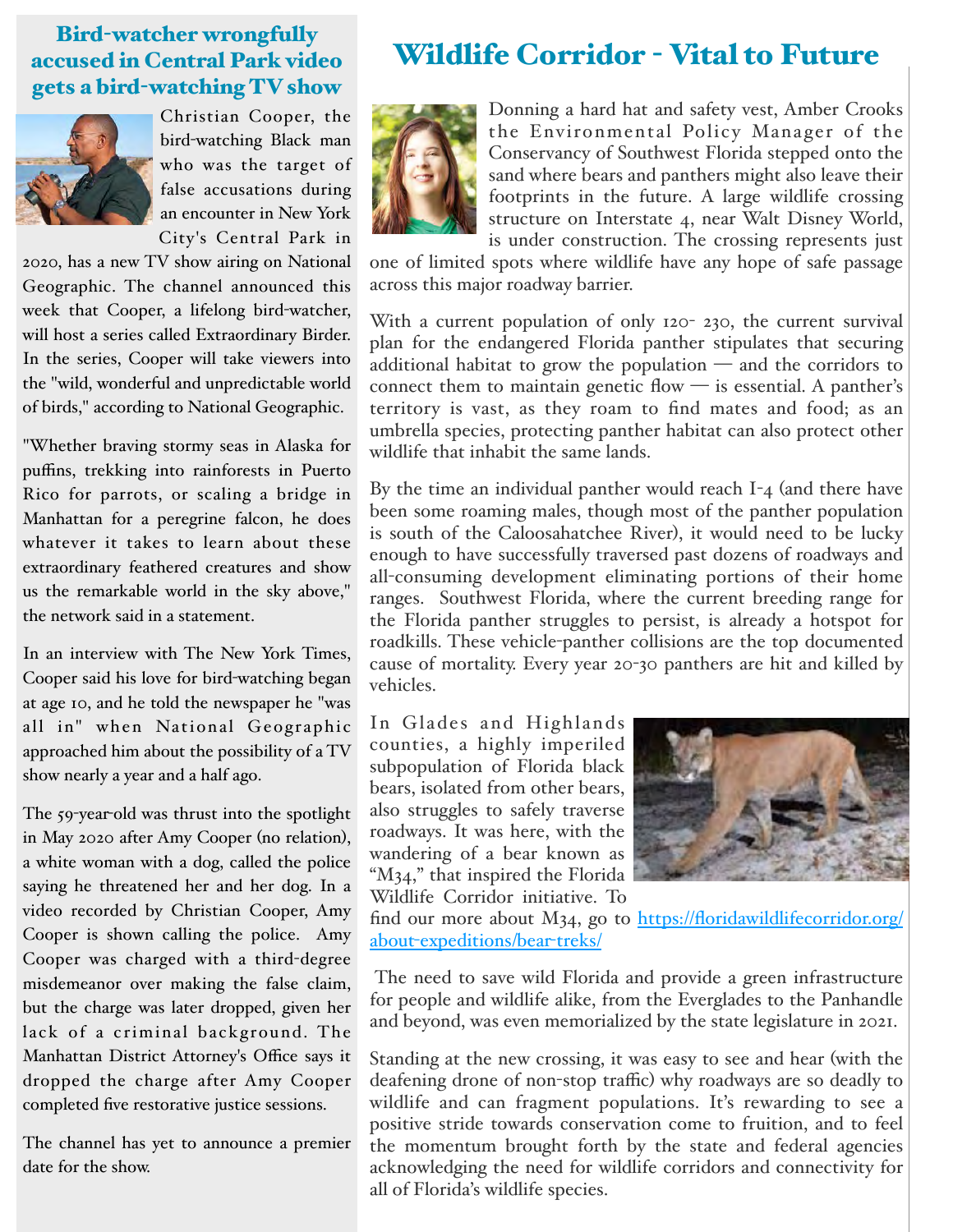## Bird-watcher wrongfully accused in Central Park video gets a bird-watching TV show

Christian Cooper, the bird-watching Black man who was the target of false accusations during an encounter in New York City's Central Park in 2020, has a new TV show airing on National Geographic. The channel announced this week that Cooper, a lifelong bird-watcher, will host a series called Extraordinary Birder. In the series, Cooper will take viewers into the "wild, wonderful and unpredictable world of birds," according to National Geographic.

"Whether braving stormy seas in Alaska for puffins, trekking into rainforests in Puerto Rico for parrots, or scaling a bridge in Manhattan for a peregrine falcon, he does whatever it takes to learn about these extraordinary feathered creatures and show us the remarkable world in the sky above," the network said in a statement.

In an interview with The New York Times, Cooper said his love for bird-watching began at age 10, and he told the newspaper he "was all in" when National Geographic approached him about the possibility of a TV show nearly a year and a half ago.

The 59-year-old was thrust into the spotlight in May 2020 after Amy Cooper (no relation), a white woman with a dog, called the police saying he threatened her and her dog. In a video recorded by Christian Cooper, Amy Cooper is shown calling the police. Amy Cooper was charged with a third-degree misdemeanor over making the false claim, but the charge was later dropped, given her lack of a criminal background. The Manhattan District Attorney's Office says it dropped the charge after Amy Cooper completed five restorative justice sessions.

The channel has yet to announce a premier date for the show.

# Wildlife Corridor - Vital to Future

Donning a hard hat and safety vest, Amber Crooks the Environmental Policy Manager of the Conservancy of Southwest Florida stepped onto the sand where bears and panthers might also leave their footprints in the future. A large wildlife crossing structure on Interstate 4, near Walt Disney World, is under construction. The crossing represents just one of limited spots where wildlife have any hope of safe passage across this major roadway barrier.

With a current population of only 120- 230, the current survival plan for the endangered Florida panther stipulates that securing additional habitat to grow the population — and the corridors to connect them to maintain genetic flow — is essential. A panther's territory is vast, as they roam to find mates and food; as an umbrella species, protecting panther habitat can also protect other wildlife that inhabit the same lands.

By the time an individual panther would reach I-4 (and there have been some roaming males, though most of the panther population is south of the Caloosahatchee River), it would need to be lucky enough to have successfully traversed past dozens of roadways and all-consuming development eliminating portions of their home ranges. Southwest Florida, where the current breeding range for the Florida panther struggles to persist, is already a hotspot for roadkills. These vehicle-panther collisions are the top documented cause of mortality. Every year 20-30 panthers are hit and killed by vehicles.

In Glades and Highlands counties, a highly imperiled subpopulation of Florida black bears, isolated from other bears, also struggles to safely traverse roadways. It was here, with the wandering of a bear known as "M34," that inspired the Florida Wildlife Corridor initiative. To find our more about M34, go to https://floridawildlifecorridor.org/about-expeditions/bear-treks/

The need to save wild Florida and provide a green infrastructure for people and wildlife alike, from the Everglades to the Panhandle and beyond, was even memorialized by the state legislature in 2021.

Standing at the new crossing, it was easy to see and hear (with the deafening drone of non-stop traffic) why roadways are so deadly to wildlife and can fragment populations. It's rewarding to see a positive stride towards conservation come to fruition, and to feel the momentum brought forth by the state and federal agencies acknowledging the need for wildlife corridors and connectivity for all of Florida's wildlife species.